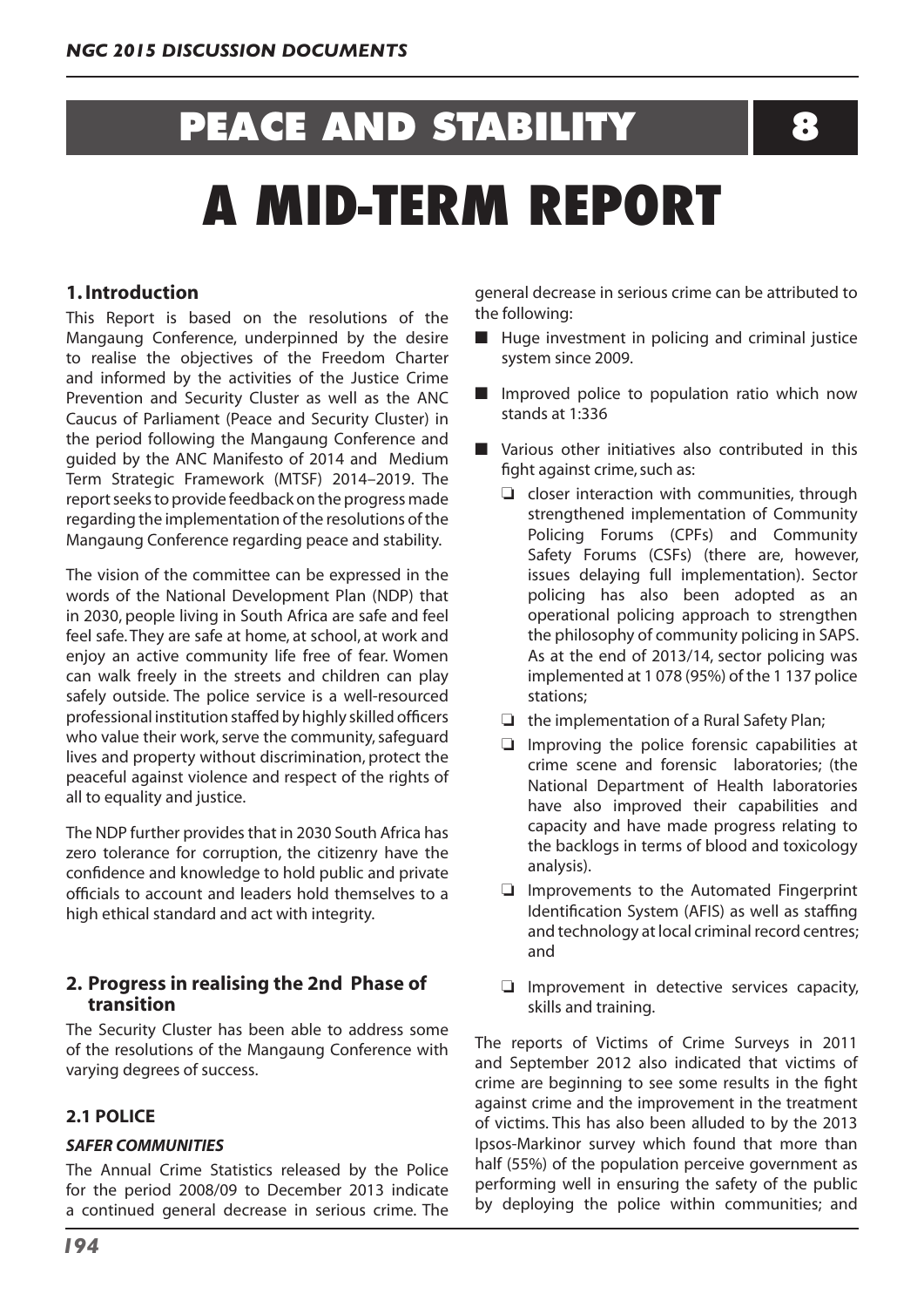# PEACE AND STABILITY 8

# A MID-TERM REPORT

## 1. Introduction

This Report is based on the resolutions of the Mangaung Conference, underpinned by the desire to realise the objectives of the Freedom Charter and informed by the activities of the Justice Crime Prevention and Security Cluster as well as the ANC Caucus of Parliament (Peace and Security Cluster) in the period following the Mangaung Conference and guided by the ANC Manifesto of 2014 and Medium Term Strategic Framework (MTSF) 2014–2019. The report seeks to provide feedback on the progress made regarding the implementation of the resolutions of the Mangaung Conference regarding peace and stability.

The vision of the committee can be expressed in the words of the National Development Plan (NDP) that in 2030, people living in South Africa are safe and feel feel safe. They are safe at home, at school, at work and enjoy an active community life free of fear. Women can walk freely in the streets and children can play safely outside. The police service is a well-resourced professional institution staffed by highly skilled officers who value their work, serve the community, safeguard lives and property without discrimination, protect the peaceful against violence and respect of the rights of all to equality and justice.

The NDP further provides that in 2030 South Africa has zero tolerance for corruption, the citizenry have the confidence and knowledge to hold public and private officials to account and leaders hold themselves to a high ethical standard and act with integrity.

## 2. Progress in realising the 2nd Phase of transition

The Security Cluster has been able to address some of the resolutions of the Mangaung Conference with varying degrees of success.

### 2.1 POLICE

#### *SAFER COMMUNITIES*

The Annual Crime Statistics released by the Police for the period 2008/09 to December 2013 indicate a continued general decrease in serious crime. The general decrease in serious crime can be attributed to the following:

- Huge investment in policing and criminal justice system since 2009.
- Improved police to population ratio which now stands at 1:336
- Various other initiatives also contributed in this fight against crime, such as:
  - closer interaction with communities, through strengthened implementation of Community Policing Forums (CPFs) and Community Safety Forums (CSFs) (there are, however, issues delaying full implementation). Sector policing has also been adopted as an operational policing approach to strengthen the philosophy of community policing in SAPS. As at the end of 2013/14, sector policing was implemented at 1 078 (95%) of the 1 137 police stations;
  - the implementation of a Rural Safety Plan;
  - Improving the police forensic capabilities at crime scene and forensic laboratories; (the National Department of Health laboratories have also improved their capabilities and capacity and have made progress relating to the backlogs in terms of blood and toxicology analysis).
  - Improvements to the Automated Fingerprint Identification System (AFIS) as well as staffing and technology at local criminal record centres; and
  - Improvement in detective services capacity, skills and training.

The reports of Victims of Crime Surveys in 2011 and September 2012 also indicated that victims of crime are beginning to see some results in the fight against crime and the improvement in the treatment of victims. This has also been alluded to by the 2013 Ipsos-Markinor survey which found that more than half (55%) of the population perceive government as performing well in ensuring the safety of the public by deploying the police within communities; and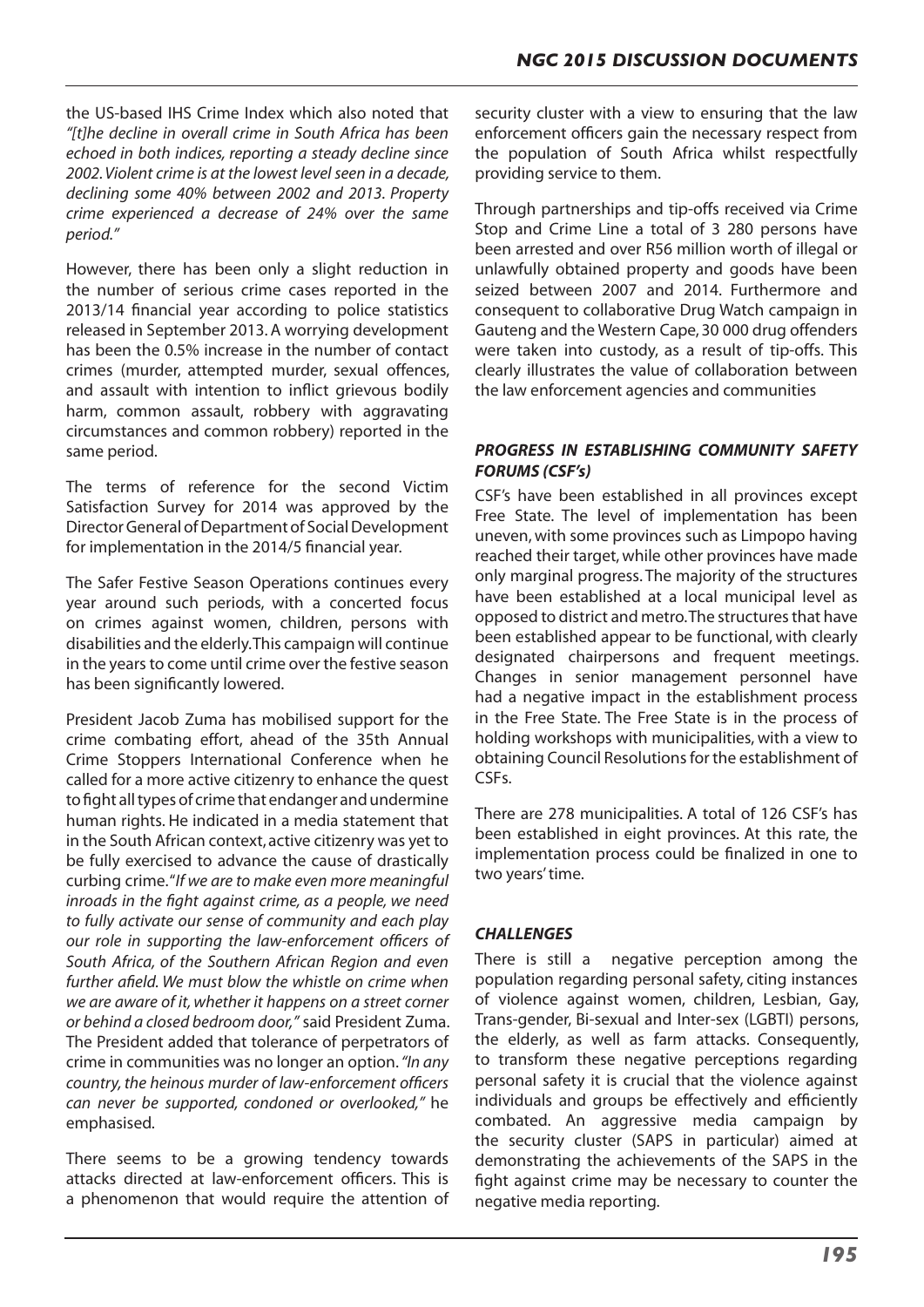the US-based IHS Crime Index which also noted that *"[t]he decline in overall crime in South Africa has been echoed in both indices, reporting a steady decline since 2002. Violent crime is at the lowest level seen in a decade, declining some 40% between 2002 and 2013. Property crime experienced a decrease of 24% over the same period."*

However, there has been only a slight reduction in the number of serious crime cases reported in the 2013/14 financial year according to police statistics released in September 2013. A worrying development has been the 0.5% increase in the number of contact crimes (murder, attempted murder, sexual offences, and assault with intention to inflict grievous bodily harm, common assault, robbery with aggravating circumstances and common robbery) reported in the same period.

The terms of reference for the second Victim Satisfaction Survey for 2014 was approved by the Director General of Department of Social Development for implementation in the 2014/5 financial year.

The Safer Festive Season Operations continues every year around such periods, with a concerted focus on crimes against women, children, persons with disabilities and the elderly. This campaign will continue in the years to come until crime over the festive season has been significantly lowered.

President Jacob Zuma has mobilised support for the crime combating effort, ahead of the 35th Annual Crime Stoppers International Conference when he called for a more active citizenry to enhance the quest to fight all types of crime that endanger and undermine human rights. He indicated in a media statement that in the South African context, active citizenry was yet to be fully exercised to advance the cause of drastically curbing crime. "*If we are to make even more meaningful inroads in the fight against crime, as a people, we need to fully activate our sense of community and each play our role in supporting the law-enforcement officers of South Africa, of the Southern African Region and even further afield. We must blow the whistle on crime when we are aware of it, whether it happens on a street corner or behind a closed bedroom door,"* said President Zuma. The President added that tolerance of perpetrators of crime in communities was no longer an option. *"In any country, the heinous murder of law-enforcement officers can never be supported, condoned or overlooked,"* he emphasised.

There seems to be a growing tendency towards attacks directed at law-enforcement officers. This is a phenomenon that would require the attention of security cluster with a view to ensuring that the law enforcement officers gain the necessary respect from the population of South Africa whilst respectfully providing service to them.

Through partnerships and tip-offs received via Crime Stop and Crime Line a total of 3 280 persons have been arrested and over R56 million worth of illegal or unlawfully obtained property and goods have been seized between 2007 and 2014. Furthermore and consequent to collaborative Drug Watch campaign in Gauteng and the Western Cape, 30 000 drug offenders were taken into custody, as a result of tip-offs. This clearly illustrates the value of collaboration between the law enforcement agencies and communities

### *PROGRESS IN ESTABLISHING COMMUNITY SAFETY FORUMS (CSF's)*

CSF's have been established in all provinces except Free State. The level of implementation has been uneven, with some provinces such as Limpopo having reached their target, while other provinces have made only marginal progress. The majority of the structures have been established at a local municipal level as opposed to district and metro. The structures that have been established appear to be functional, with clearly designated chairpersons and frequent meetings. Changes in senior management personnel have had a negative impact in the establishment process in the Free State. The Free State is in the process of holding workshops with municipalities, with a view to obtaining Council Resolutions for the establishment of CSFs.

There are 278 municipalities. A total of 126 CSF's has been established in eight provinces. At this rate, the implementation process could be finalized in one to two years' time.

### *CHALLENGES*

There is still a negative perception among the population regarding personal safety, citing instances of violence against women, children, Lesbian, Gay, Trans-gender, Bi-sexual and Inter-sex (LGBTI) persons, the elderly, as well as farm attacks. Consequently, to transform these negative perceptions regarding personal safety it is crucial that the violence against individuals and groups be effectively and efficiently combated. An aggressive media campaign by the security cluster (SAPS in particular) aimed at demonstrating the achievements of the SAPS in the fight against crime may be necessary to counter the negative media reporting.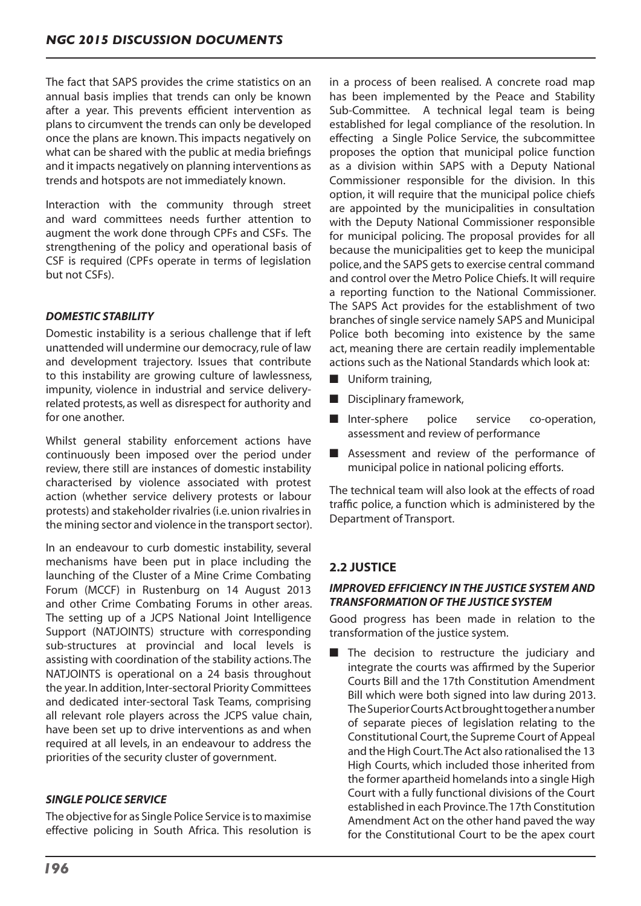The fact that SAPS provides the crime statistics on an annual basis implies that trends can only be known after a year. This prevents efficient intervention as plans to circumvent the trends can only be developed once the plans are known. This impacts negatively on what can be shared with the public at media briefings and it impacts negatively on planning interventions as trends and hotspots are not immediately known.

Interaction with the community through street and ward committees needs further attention to augment the work done through CPFs and CSFs. The strengthening of the policy and operational basis of CSF is required (CPFs operate in terms of legislation but not CSFs).

#### *DOMESTIC STABILITY*

Domestic instability is a serious challenge that if left unattended will undermine our democracy, rule of law and development trajectory. Issues that contribute to this instability are growing culture of lawlessness, impunity, violence in industrial and service delivery-related protests, as well as disrespect for authority and for one another.

Whilst general stability enforcement actions have continuously been imposed over the period under review, there still are instances of domestic instability characterised by violence associated with protest action (whether service delivery protests or labour protests) and stakeholder rivalries (i.e. union rivalries in the mining sector and violence in the transport sector).

In an endeavour to curb domestic instability, several mechanisms have been put in place including the launching of the Cluster of a Mine Crime Combating Forum (MCCF) in Rustenburg on 14 August 2013 and other Crime Combating Forums in other areas. The setting up of a JCPS National Joint Intelligence Support (NATJOINTS) structure with corresponding sub-structures at provincial and local levels is assisting with coordination of the stability actions. The NATJOINTS is operational on a 24 basis throughout the year. In addition, Inter-sectoral Priority Committees and dedicated inter-sectoral Task Teams, comprising all relevant role players across the JCPS value chain, have been set up to drive interventions as and when required at all levels, in an endeavour to address the priorities of the security cluster of government.

#### *SINGLE POLICE SERVICE*

The objective for as Single Police Service is to maximise effective policing in South Africa. This resolution is in a process of been realised. A concrete road map has been implemented by the Peace and Stability Sub-Committee. A technical legal team is being established for legal compliance of the resolution. In effecting a Single Police Service, the subcommittee proposes the option that municipal police function as a division within SAPS with a Deputy National Commissioner responsible for the division. In this option, it will require that the municipal police chiefs are appointed by the municipalities in consultation with the Deputy National Commissioner responsible for municipal policing. The proposal provides for all because the municipalities get to keep the municipal police, and the SAPS gets to exercise central command and control over the Metro Police Chiefs. It will require a reporting function to the National Commissioner. The SAPS Act provides for the establishment of two branches of single service namely SAPS and Municipal Police both becoming into existence by the same act, meaning there are certain readily implementable actions such as the National Standards which look at:

- Uniform training,
- Disciplinary framework,
- Inter-sphere police service co-operation, assessment and review of performance
- Assessment and review of the performance of municipal police in national policing efforts.

The technical team will also look at the effects of road traffic police, a function which is administered by the Department of Transport.

## 2.2 JUSTICE

#### *IMPROVED EFFICIENCY IN THE JUSTICE SYSTEM AND TRANSFORMATION OF THE JUSTICE SYSTEM*

Good progress has been made in relation to the transformation of the justice system.

- The decision to restructure the judiciary and integrate the courts was affirmed by the Superior Courts Bill and the 17th Constitution Amendment Bill which were both signed into law during 2013. The Superior Courts Act brought together a number of separate pieces of legislation relating to the Constitutional Court, the Supreme Court of Appeal and the High Court. The Act also rationalised the 13 High Courts, which included those inherited from the former apartheid homelands into a single High Court with a fully functional divisions of the Court established in each Province. The 17th Constitution Amendment Act on the other hand paved the way for the Constitutional Court to be the apex court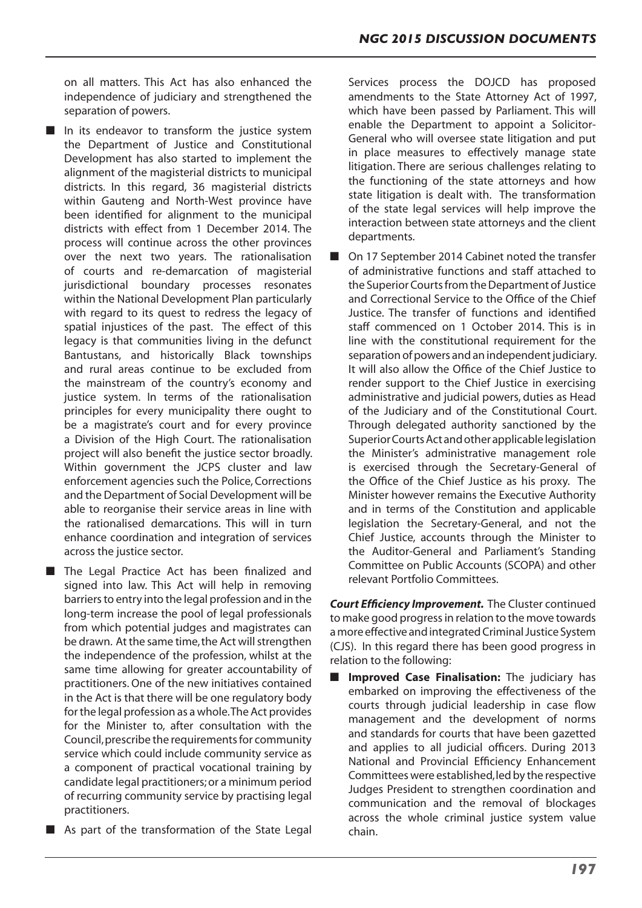on all matters. This Act has also enhanced the independence of judiciary and strengthened the separation of powers.

- In its endeavor to transform the justice system the Department of Justice and Constitutional Development has also started to implement the alignment of the magisterial districts to municipal districts. In this regard, 36 magisterial districts within Gauteng and North-West province have been identified for alignment to the municipal districts with effect from 1 December 2014. The process will continue across the other provinces over the next two years. The rationalisation of courts and re-demarcation of magisterial jurisdictional boundary processes resonates within the National Development Plan particularly with regard to its quest to redress the legacy of spatial injustices of the past. The effect of this legacy is that communities living in the defunct Bantustans, and historically Black townships and rural areas continue to be excluded from the mainstream of the country's economy and justice system. In terms of the rationalisation principles for every municipality there ought to be a magistrate's court and for every province a Division of the High Court. The rationalisation project will also benefit the justice sector broadly. Within government the JCPS cluster and law enforcement agencies such the Police, Corrections and the Department of Social Development will be able to reorganise their service areas in line with the rationalised demarcations. This will in turn enhance coordination and integration of services across the justice sector.
- The Legal Practice Act has been finalized and signed into law. This Act will help in removing barriers to entry into the legal profession and in the long-term increase the pool of legal professionals from which potential judges and magistrates can be drawn. At the same time, the Act will strengthen the independence of the profession, whilst at the same time allowing for greater accountability of practitioners. One of the new initiatives contained in the Act is that there will be one regulatory body for the legal profession as a whole. The Act provides for the Minister to, after consultation with the Council, prescribe the requirements for community service which could include community service as a component of practical vocational training by candidate legal practitioners; or a minimum period of recurring community service by practising legal practitioners.
- As part of the transformation of the State Legal Services process the DOJCD has proposed amendments to the State Attorney Act of 1997, which have been passed by Parliament. This will enable the Department to appoint a Solicitor-General who will oversee state litigation and put in place measures to effectively manage state litigation. There are serious challenges relating to the functioning of the state attorneys and how state litigation is dealt with. The transformation of the state legal services will help improve the interaction between state attorneys and the client departments.
- On 17 September 2014 Cabinet noted the transfer of administrative functions and staff attached to the Superior Courts from the Department of Justice and Correctional Service to the Office of the Chief Justice. The transfer of functions and identified staff commenced on 1 October 2014. This is in line with the constitutional requirement for the separation of powers and an independent judiciary. It will also allow the Office of the Chief Justice to render support to the Chief Justice in exercising administrative and judicial powers, duties as Head of the Judiciary and of the Constitutional Court. Through delegated authority sanctioned by the Superior Courts Act and other applicable legislation the Minister's administrative management role is exercised through the Secretary-General of the Office of the Chief Justice as his proxy. The Minister however remains the Executive Authority and in terms of the Constitution and applicable legislation the Secretary-General, and not the Chief Justice, accounts through the Minister to the Auditor-General and Parliament's Standing Committee on Public Accounts (SCOPA) and other relevant Portfolio Committees.

***Court Efficiency Improvement.*** The Cluster continued to make good progress in relation to the move towards a more effective and integrated Criminal Justice System (CJS). In this regard there has been good progress in relation to the following:

- **Improved Case Finalisation:** The judiciary has embarked on improving the effectiveness of the courts through judicial leadership in case flow management and the development of norms and standards for courts that have been gazetted and applies to all judicial officers. During 2013 National and Provincial Efficiency Enhancement Committees were established, led by the respective Judges President to strengthen coordination and communication and the removal of blockages across the whole criminal justice system value chain.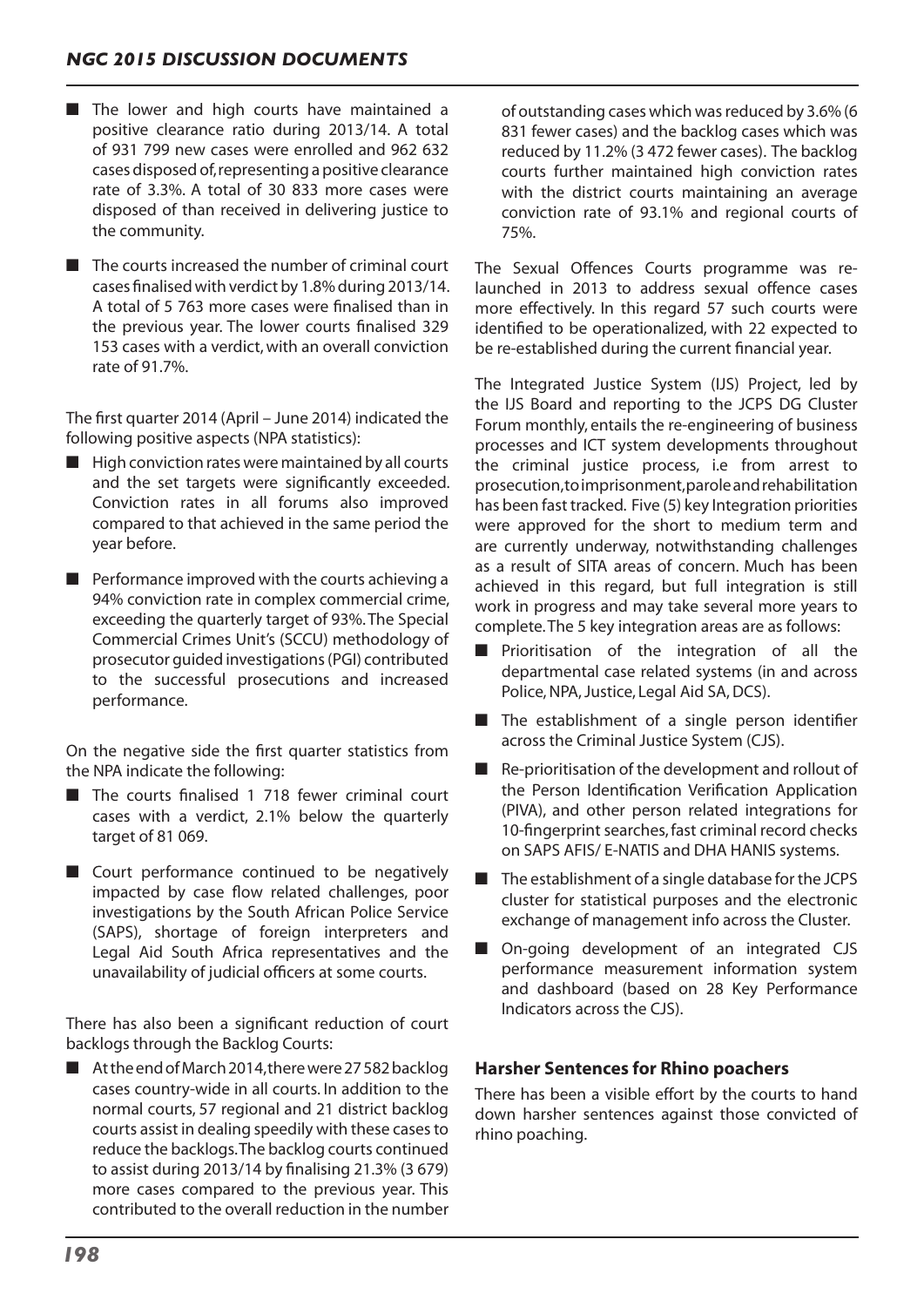- The lower and high courts have maintained a positive clearance ratio during 2013/14. A total of 931 799 new cases were enrolled and 962 632 cases disposed of, representing a positive clearance rate of 3.3%. A total of 30 833 more cases were disposed of than received in delivering justice to the community.
- The courts increased the number of criminal court cases finalised with verdict by 1.8% during 2013/14. A total of 5 763 more cases were finalised than in the previous year. The lower courts finalised 329 153 cases with a verdict, with an overall conviction rate of 91.7%.

The first quarter 2014 (April – June 2014) indicated the following positive aspects (NPA statistics):

- High conviction rates were maintained by all courts and the set targets were significantly exceeded. Conviction rates in all forums also improved compared to that achieved in the same period the year before.
- Performance improved with the courts achieving a 94% conviction rate in complex commercial crime, exceeding the quarterly target of 93%. The Special Commercial Crimes Unit's (SCCU) methodology of prosecutor guided investigations (PGI) contributed to the successful prosecutions and increased performance.

On the negative side the first quarter statistics from the NPA indicate the following:

- The courts finalised 1 718 fewer criminal court cases with a verdict, 2.1% below the quarterly target of 81 069.
- Court performance continued to be negatively impacted by case flow related challenges, poor investigations by the South African Police Service (SAPS), shortage of foreign interpreters and Legal Aid South Africa representatives and the unavailability of judicial officers at some courts.

There has also been a significant reduction of court backlogs through the Backlog Courts:

- At the end of March 2014, there were 27 582 backlog cases country-wide in all courts. In addition to the normal courts, 57 regional and 21 district backlog courts assist in dealing speedily with these cases to reduce the backlogs. The backlog courts continued to assist during 2013/14 by finalising 21.3% (3 679) more cases compared to the previous year. This contributed to the overall reduction in the number of outstanding cases which was reduced by 3.6% (6 831 fewer cases) and the backlog cases which was reduced by 11.2% (3 472 fewer cases). The backlog courts further maintained high conviction rates with the district courts maintaining an average conviction rate of 93.1% and regional courts of 75%.

The Sexual Offences Courts programme was re-launched in 2013 to address sexual offence cases more effectively. In this regard 57 such courts were identified to be operationalized, with 22 expected to be re-established during the current financial year.

The Integrated Justice System (IJS) Project, led by the IJS Board and reporting to the JCPS DG Cluster Forum monthly, entails the re-engineering of business processes and ICT system developments throughout the criminal justice process, i.e from arrest to prosecution, to imprisonment, parole and rehabilitation has been fast tracked. Five (5) key Integration priorities were approved for the short to medium term and are currently underway, notwithstanding challenges as a result of SITA areas of concern. Much has been achieved in this regard, but full integration is still work in progress and may take several more years to complete. The 5 key integration areas are as follows:

- Prioritisation of the integration of all the departmental case related systems (in and across Police, NPA, Justice, Legal Aid SA, DCS).
- The establishment of a single person identifier across the Criminal Justice System (CJS).
- Re-prioritisation of the development and rollout of the Person Identification Verification Application (PIVA), and other person related integrations for 10-fingerprint searches, fast criminal record checks on SAPS AFIS/ E-NATIS and DHA HANIS systems.
- The establishment of a single database for the JCPS cluster for statistical purposes and the electronic exchange of management info across the Cluster.
- On-going development of an integrated CJS performance measurement information system and dashboard (based on 28 Key Performance Indicators across the CJS).

### Harsher Sentences for Rhino poachers

There has been a visible effort by the courts to hand down harsher sentences against those convicted of rhino poaching.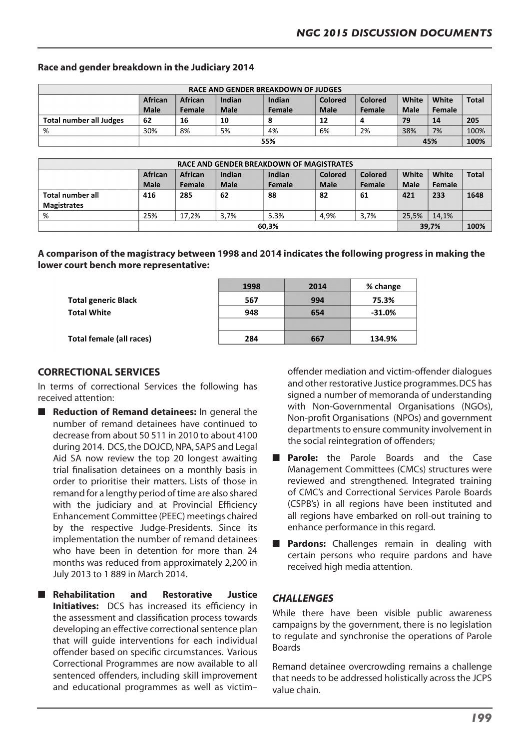**Race and gender breakdown in the Judiciary 2014**

| RACE AND GENDER BREAKDOWN OF JUDGES | | | | | | | | | |
|---|---|---|---|---|---|---|---|---|---|
| | African Male | African Female | Indian Male | Indian Female | Colored Male | Colored Female | White Male | White Female | Total |
| **Total number all Judges** | **62** | **16** | **10** | **8** | **12** | **4** | **79** | **14** | **205** |
| % | 30% | 8% | 5% | 4% | 6% | 2% | 38% | 7% | 100% |
| | **55%** | | | | | | **45%** | | **100%** |

| RACE AND GENDER BREAKDOWN OF MAGISTRATES | | | | | | | | | |
|---|---|---|---|---|---|---|---|---|---|
| | African Male | African Female | Indian Male | Indian Female | Colored Male | Colored Female | White Male | White Female | Total |
| **Total number all Magistrates** | **416** | **285** | **62** | **88** | **82** | **61** | **421** | **233** | **1648** |
| % | 25% | 17,2% | 3,7% | 5.3% | 4,9% | 3,7% | 25,5% | 14,1% | |
| | **60,3%** | | | | | | **39,7%** | | **100%** |

**A comparison of the magistracy between 1998 and 2014 indicates the following progress in making the lower court bench more representative:**

| | 1998 | 2014 | % change |
|---|---|---|---|
| **Total generic Black** | **567** | **994** | **75.3%** |
| **Total White** | **948** | **654** | **-31.0%** |
| | | | |
| **Total female (all races)** | **284** | **667** | **134.9%** |

## CORRECTIONAL SERVICES

In terms of correctional Services the following has received attention:

- **Reduction of Remand detainees:** In general the number of remand detainees have continued to decrease from about 50 511 in 2010 to about 4100 during 2014. DCS, the DOJCD, NPA, SAPS and Legal Aid SA now review the top 20 longest awaiting trial finalisation detainees on a monthly basis in order to prioritise their matters. Lists of those in remand for a lengthy period of time are also shared with the judiciary and at Provincial Efficiency Enhancement Committee (PEEC) meetings chaired by the respective Judge-Presidents. Since its implementation the number of remand detainees who have been in detention for more than 24 months was reduced from approximately 2,200 in July 2013 to 1 889 in March 2014.

- **Rehabilitation and Restorative Justice Initiatives:** DCS has increased its efficiency in the assessment and classification process towards developing an effective correctional sentence plan that will guide interventions for each individual offender based on specific circumstances. Various Correctional Programmes are now available to all sentenced offenders, including skill improvement and educational programmes as well as victim–offender mediation and victim-offender dialogues and other restorative Justice programmes. DCS has signed a number of memoranda of understanding with Non-Governmental Organisations (NGOs), Non-profit Organisations (NPOs) and government departments to ensure community involvement in the social reintegration of offenders;

- **Parole:** the Parole Boards and the Case Management Committees (CMCs) structures were reviewed and strengthened. Integrated training of CMC's and Correctional Services Parole Boards (CSPB's) in all regions have been instituted and all regions have embarked on roll-out training to enhance performance in this regard.

- **Pardons:** Challenges remain in dealing with certain persons who require pardons and have received high media attention.

### *CHALLENGES*

While there have been visible public awareness campaigns by the government, there is no legislation to regulate and synchronise the operations of Parole Boards

Remand detainee overcrowding remains a challenge that needs to be addressed holistically across the JCPS value chain.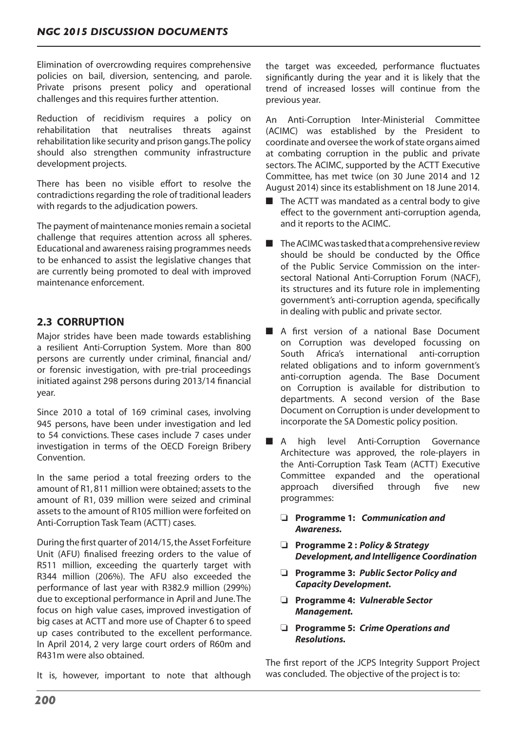Elimination of overcrowding requires comprehensive policies on bail, diversion, sentencing, and parole. Private prisons present policy and operational challenges and this requires further attention.

Reduction of recidivism requires a policy on rehabilitation that neutralises threats against rehabilitation like security and prison gangs. The policy should also strengthen community infrastructure development projects.

There has been no visible effort to resolve the contradictions regarding the role of traditional leaders with regards to the adjudication powers.

The payment of maintenance monies remain a societal challenge that requires attention across all spheres. Educational and awareness raising programmes needs to be enhanced to assist the legislative changes that are currently being promoted to deal with improved maintenance enforcement.

## 2.3 CORRUPTION

Major strides have been made towards establishing a resilient Anti-Corruption System. More than 800 persons are currently under criminal, financial and/or forensic investigation, with pre-trial proceedings initiated against 298 persons during 2013/14 financial year.

Since 2010 a total of 169 criminal cases, involving 945 persons, have been under investigation and led to 54 convictions. These cases include 7 cases under investigation in terms of the OECD Foreign Bribery Convention.

In the same period a total freezing orders to the amount of R1, 811 million were obtained; assets to the amount of R1, 039 million were seized and criminal assets to the amount of R105 million were forfeited on Anti-Corruption Task Team (ACTT) cases.

During the first quarter of 2014/15, the Asset Forfeiture Unit (AFU) finalised freezing orders to the value of R511 million, exceeding the quarterly target with R344 million (206%). The AFU also exceeded the performance of last year with R382.9 million (299%) due to exceptional performance in April and June. The focus on high value cases, improved investigation of big cases at ACTT and more use of Chapter 6 to speed up cases contributed to the excellent performance. In April 2014, 2 very large court orders of R60m and R431m were also obtained.

It is, however, important to note that although the target was exceeded, performance fluctuates significantly during the year and it is likely that the trend of increased losses will continue from the previous year.

An Anti-Corruption Inter-Ministerial Committee (ACIMC) was established by the President to coordinate and oversee the work of state organs aimed at combating corruption in the public and private sectors. The ACIMC, supported by the ACTT Executive Committee, has met twice (on 30 June 2014 and 12 August 2014) since its establishment on 18 June 2014.

- The ACTT was mandated as a central body to give effect to the government anti-corruption agenda, and it reports to the ACIMC.
- The ACIMC was tasked that a comprehensive review should be should be conducted by the Office of the Public Service Commission on the inter-sectoral National Anti-Corruption Forum (NACF), its structures and its future role in implementing government's anti-corruption agenda, specifically in dealing with public and private sector.
- A first version of a national Base Document on Corruption was developed focussing on South Africa's international anti-corruption related obligations and to inform government's anti-corruption agenda. The Base Document on Corruption is available for distribution to departments. A second version of the Base Document on Corruption is under development to incorporate the SA Domestic policy position.
- A high level Anti-Corruption Governance Architecture was approved, the role-players in the Anti-Corruption Task Team (ACTT) Executive Committee expanded and the operational approach diversified through five new programmes:
    - **Programme 1:** ***Communication and Awareness.***
    - **Programme 2 :** ***Policy & Strategy Development, and Intelligence Coordination***
    - **Programme 3:** ***Public Sector Policy and Capacity Development.***
    - **Programme 4:** ***Vulnerable Sector Management.***
    - **Programme 5:** ***Crime Operations and Resolutions.***

The first report of the JCPS Integrity Support Project was concluded. The objective of the project is to: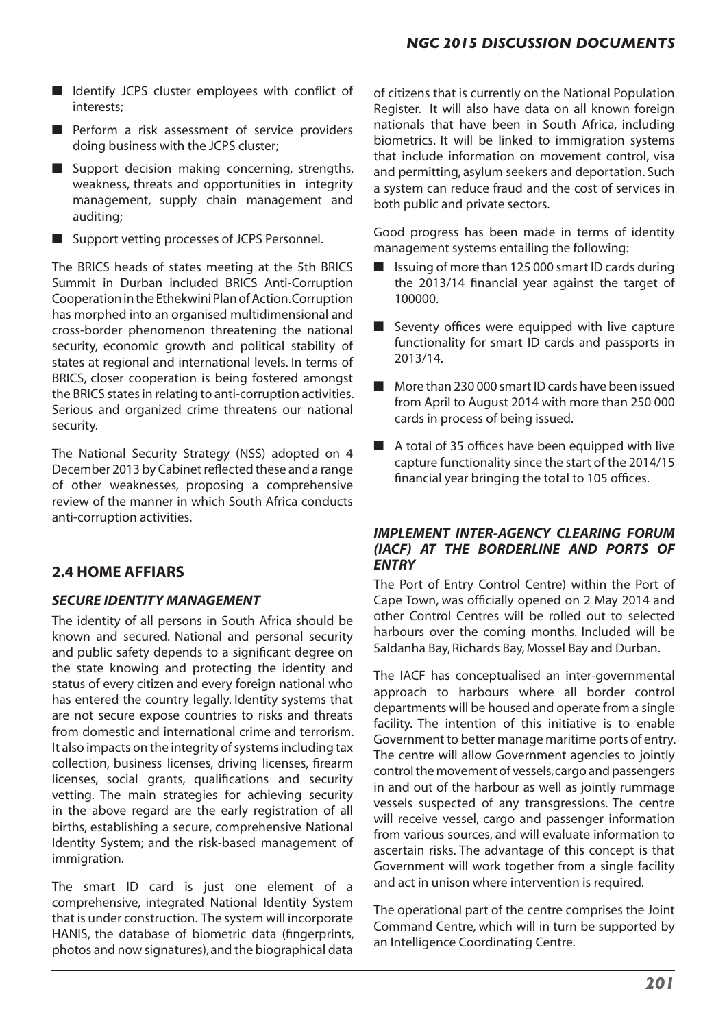- Identify JCPS cluster employees with conflict of interests;
- Perform a risk assessment of service providers doing business with the JCPS cluster;
- Support decision making concerning, strengths, weakness, threats and opportunities in integrity management, supply chain management and auditing;
- Support vetting processes of JCPS Personnel.

The BRICS heads of states meeting at the 5th BRICS Summit in Durban included BRICS Anti-Corruption Cooperation in the Ethekwini Plan of Action.Corruption has morphed into an organised multidimensional and cross-border phenomenon threatening the national security, economic growth and political stability of states at regional and international levels. In terms of BRICS, closer cooperation is being fostered amongst the BRICS states in relating to anti-corruption activities. Serious and organized crime threatens our national security.

The National Security Strategy (NSS) adopted on 4 December 2013 by Cabinet reflected these and a range of other weaknesses, proposing a comprehensive review of the manner in which South Africa conducts anti-corruption activities.

## 2.4 HOME AFFIARS

### *SECURE IDENTITY MANAGEMENT*

The identity of all persons in South Africa should be known and secured. National and personal security and public safety depends to a significant degree on the state knowing and protecting the identity and status of every citizen and every foreign national who has entered the country legally. Identity systems that are not secure expose countries to risks and threats from domestic and international crime and terrorism. It also impacts on the integrity of systems including tax collection, business licenses, driving licenses, firearm licenses, social grants, qualifications and security vetting. The main strategies for achieving security in the above regard are the early registration of all births, establishing a secure, comprehensive National Identity System; and the risk-based management of immigration.

The smart ID card is just one element of a comprehensive, integrated National Identity System that is under construction. The system will incorporate HANIS, the database of biometric data (fingerprints, photos and now signatures), and the biographical data of citizens that is currently on the National Population Register. It will also have data on all known foreign nationals that have been in South Africa, including biometrics. It will be linked to immigration systems that include information on movement control, visa and permitting, asylum seekers and deportation. Such a system can reduce fraud and the cost of services in both public and private sectors.

Good progress has been made in terms of identity management systems entailing the following:

- Issuing of more than 125 000 smart ID cards during the 2013/14 financial year against the target of 100000.
- Seventy offices were equipped with live capture functionality for smart ID cards and passports in 2013/14.
- More than 230 000 smart ID cards have been issued from April to August 2014 with more than 250 000 cards in process of being issued.
- A total of 35 offices have been equipped with live capture functionality since the start of the 2014/15 financial year bringing the total to 105 offices.

### *IMPLEMENT INTER-AGENCY CLEARING FORUM (IACF) AT THE BORDERLINE AND PORTS OF ENTRY*

The Port of Entry Control Centre) within the Port of Cape Town, was officially opened on 2 May 2014 and other Control Centres will be rolled out to selected harbours over the coming months. Included will be Saldanha Bay, Richards Bay, Mossel Bay and Durban.

The IACF has conceptualised an inter-governmental approach to harbours where all border control departments will be housed and operate from a single facility. The intention of this initiative is to enable Government to better manage maritime ports of entry. The centre will allow Government agencies to jointly control the movement of vessels, cargo and passengers in and out of the harbour as well as jointly rummage vessels suspected of any transgressions. The centre will receive vessel, cargo and passenger information from various sources, and will evaluate information to ascertain risks. The advantage of this concept is that Government will work together from a single facility and act in unison where intervention is required.

The operational part of the centre comprises the Joint Command Centre, which will in turn be supported by an Intelligence Coordinating Centre.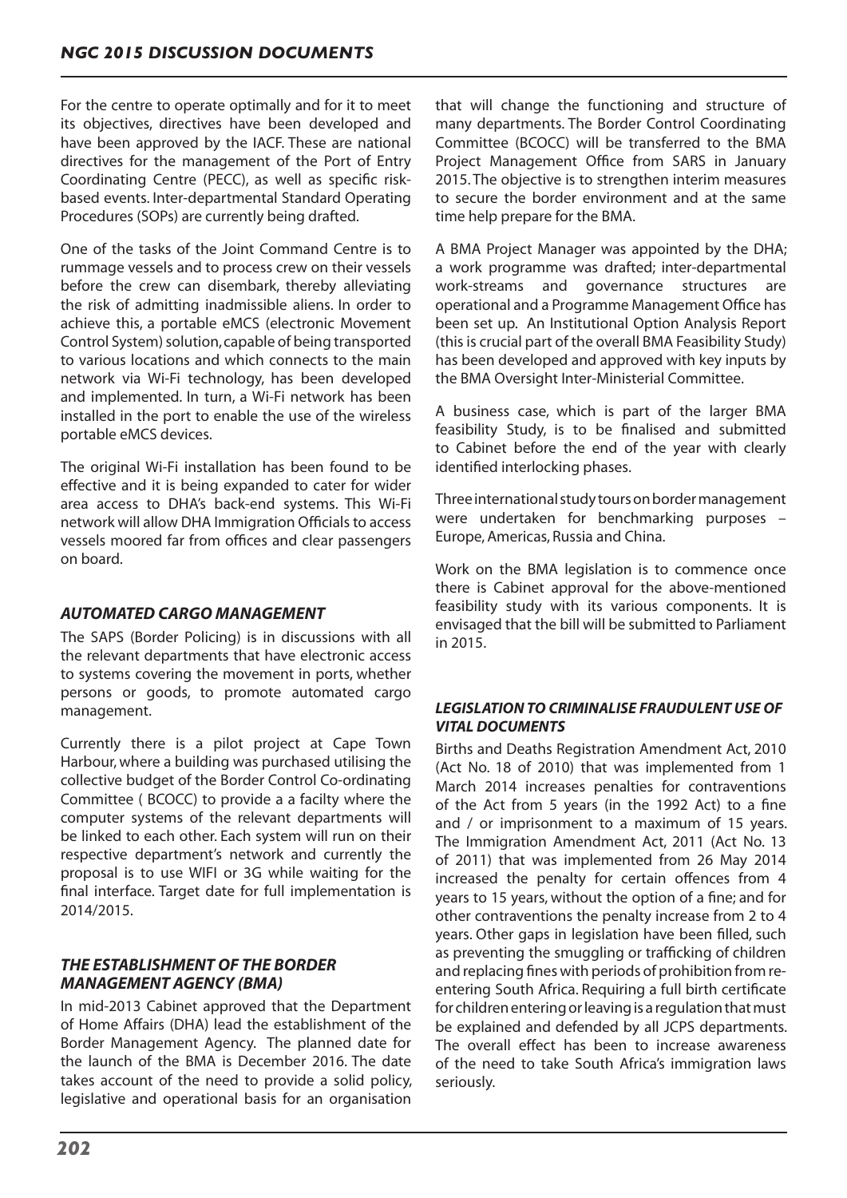For the centre to operate optimally and for it to meet its objectives, directives have been developed and have been approved by the IACF. These are national directives for the management of the Port of Entry Coordinating Centre (PECC), as well as specific risk-based events. Inter-departmental Standard Operating Procedures (SOPs) are currently being drafted.

One of the tasks of the Joint Command Centre is to rummage vessels and to process crew on their vessels before the crew can disembark, thereby alleviating the risk of admitting inadmissible aliens. In order to achieve this, a portable eMCS (electronic Movement Control System) solution, capable of being transported to various locations and which connects to the main network via Wi-Fi technology, has been developed and implemented. In turn, a Wi-Fi network has been installed in the port to enable the use of the wireless portable eMCS devices.

The original Wi-Fi installation has been found to be effective and it is being expanded to cater for wider area access to DHA's back-end systems. This Wi-Fi network will allow DHA Immigration Officials to access vessels moored far from offices and clear passengers on board.

### *AUTOMATED CARGO MANAGEMENT*

The SAPS (Border Policing) is in discussions with all the relevant departments that have electronic access to systems covering the movement in ports, whether persons or goods, to promote automated cargo management.

Currently there is a pilot project at Cape Town Harbour, where a building was purchased utilising the collective budget of the Border Control Co-ordinating Committee ( BCOCC) to provide a a facilty where the computer systems of the relevant departments will be linked to each other. Each system will run on their respective department's network and currently the proposal is to use WIFI or 3G while waiting for the final interface. Target date for full implementation is 2014/2015.

### *THE ESTABLISHMENT OF THE BORDER MANAGEMENT AGENCY (BMA)*

In mid-2013 Cabinet approved that the Department of Home Affairs (DHA) lead the establishment of the Border Management Agency. The planned date for the launch of the BMA is December 2016. The date takes account of the need to provide a solid policy, legislative and operational basis for an organisation that will change the functioning and structure of many departments. The Border Control Coordinating Committee (BCOCC) will be transferred to the BMA Project Management Office from SARS in January 2015. The objective is to strengthen interim measures to secure the border environment and at the same time help prepare for the BMA.

A BMA Project Manager was appointed by the DHA; a work programme was drafted; inter-departmental work-streams and governance structures are operational and a Programme Management Office has been set up. An Institutional Option Analysis Report (this is crucial part of the overall BMA Feasibility Study) has been developed and approved with key inputs by the BMA Oversight Inter-Ministerial Committee.

A business case, which is part of the larger BMA feasibility Study, is to be finalised and submitted to Cabinet before the end of the year with clearly identified interlocking phases.

Three international study tours on border management were undertaken for benchmarking purposes – Europe, Americas, Russia and China.

Work on the BMA legislation is to commence once there is Cabinet approval for the above-mentioned feasibility study with its various components. It is envisaged that the bill will be submitted to Parliament in 2015.

### *LEGISLATION TO CRIMINALISE FRAUDULENT USE OF VITAL DOCUMENTS*

Births and Deaths Registration Amendment Act, 2010 (Act No. 18 of 2010) that was implemented from 1 March 2014 increases penalties for contraventions of the Act from 5 years (in the 1992 Act) to a fine and / or imprisonment to a maximum of 15 years. The Immigration Amendment Act, 2011 (Act No. 13 of 2011) that was implemented from 26 May 2014 increased the penalty for certain offences from 4 years to 15 years, without the option of a fine; and for other contraventions the penalty increase from 2 to 4 years. Other gaps in legislation have been filled, such as preventing the smuggling or trafficking of children and replacing fines with periods of prohibition from re-entering South Africa. Requiring a full birth certificate for children entering or leaving is a regulation that must be explained and defended by all JCPS departments. The overall effect has been to increase awareness of the need to take South Africa's immigration laws seriously.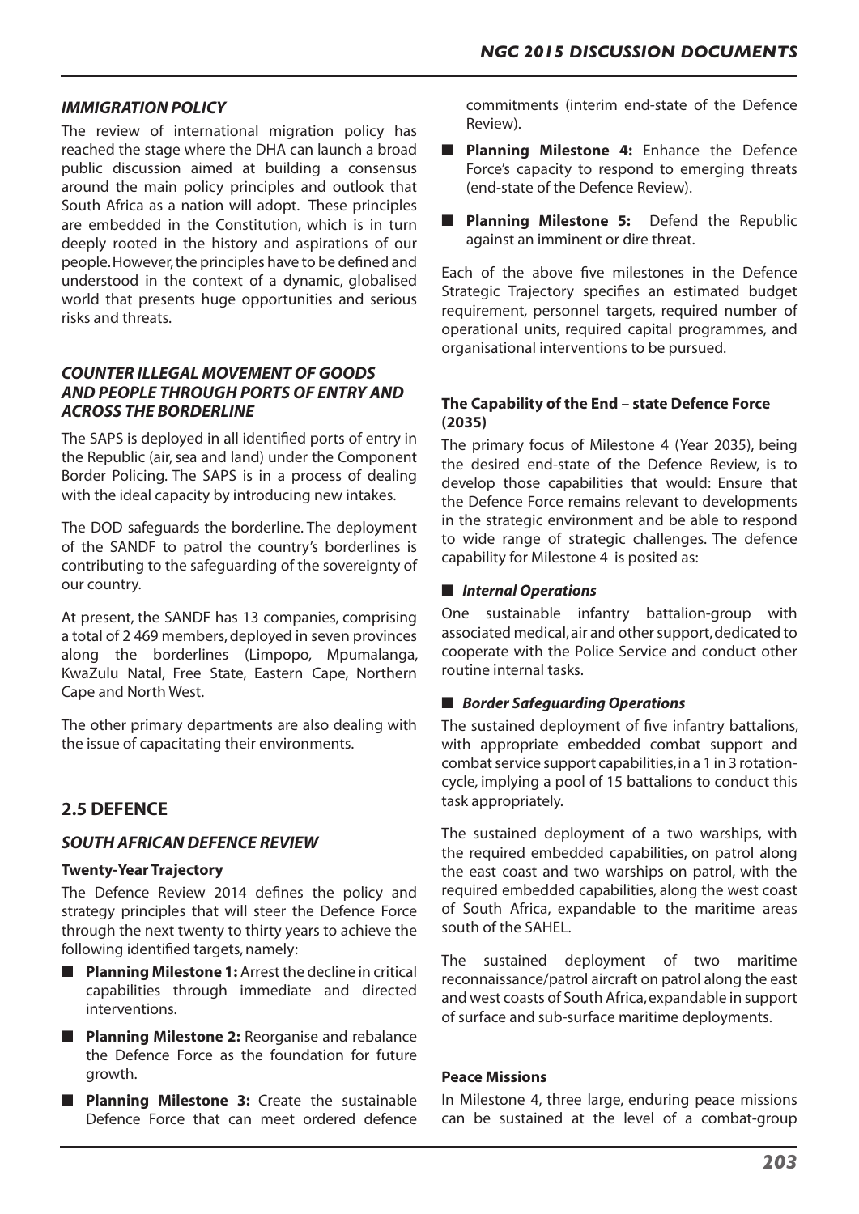### *IMMIGRATION POLICY*

The review of international migration policy has reached the stage where the DHA can launch a broad public discussion aimed at building a consensus around the main policy principles and outlook that South Africa as a nation will adopt. These principles are embedded in the Constitution, which is in turn deeply rooted in the history and aspirations of our people. However, the principles have to be defined and understood in the context of a dynamic, globalised world that presents huge opportunities and serious risks and threats.

### *COUNTER ILLEGAL MOVEMENT OF GOODS AND PEOPLE THROUGH PORTS OF ENTRY AND ACROSS THE BORDERLINE*

The SAPS is deployed in all identified ports of entry in the Republic (air, sea and land) under the Component Border Policing. The SAPS is in a process of dealing with the ideal capacity by introducing new intakes.

The DOD safeguards the borderline. The deployment of the SANDF to patrol the country's borderlines is contributing to the safeguarding of the sovereignty of our country.

At present, the SANDF has 13 companies, comprising a total of 2 469 members, deployed in seven provinces along the borderlines (Limpopo, Mpumalanga, KwaZulu Natal, Free State, Eastern Cape, Northern Cape and North West.

The other primary departments are also dealing with the issue of capacitating their environments.

## 2.5 DEFENCE

### *SOUTH AFRICAN DEFENCE REVIEW*

**Twenty-Year Trajectory**

The Defence Review 2014 defines the policy and strategy principles that will steer the Defence Force through the next twenty to thirty years to achieve the following identified targets, namely:

- **Planning Milestone 1:** Arrest the decline in critical capabilities through immediate and directed interventions.
- **Planning Milestone 2:** Reorganise and rebalance the Defence Force as the foundation for future growth.
- **Planning Milestone 3:** Create the sustainable Defence Force that can meet ordered defence commitments (interim end-state of the Defence Review).
- **Planning Milestone 4:** Enhance the Defence Force's capacity to respond to emerging threats (end-state of the Defence Review).
- **Planning Milestone 5:** Defend the Republic against an imminent or dire threat.

Each of the above five milestones in the Defence Strategic Trajectory specifies an estimated budget requirement, personnel targets, required number of operational units, required capital programmes, and organisational interventions to be pursued.

**The Capability of the End – state Defence Force (2035)**

The primary focus of Milestone 4 (Year 2035), being the desired end-state of the Defence Review, is to develop those capabilities that would: Ensure that the Defence Force remains relevant to developments in the strategic environment and be able to respond to wide range of strategic challenges. The defence capability for Milestone 4 is posited as:

- ***Internal Operations***

One sustainable infantry battalion-group with associated medical, air and other support, dedicated to cooperate with the Police Service and conduct other routine internal tasks.

- ***Border Safeguarding Operations***

The sustained deployment of five infantry battalions, with appropriate embedded combat support and combat service support capabilities, in a 1 in 3 rotation-cycle, implying a pool of 15 battalions to conduct this task appropriately.

The sustained deployment of a two warships, with the required embedded capabilities, on patrol along the east coast and two warships on patrol, with the required embedded capabilities, along the west coast of South Africa, expandable to the maritime areas south of the SAHEL.

The sustained deployment of two maritime reconnaissance/patrol aircraft on patrol along the east and west coasts of South Africa, expandable in support of surface and sub-surface maritime deployments.

**Peace Missions**

In Milestone 4, three large, enduring peace missions can be sustained at the level of a combat-group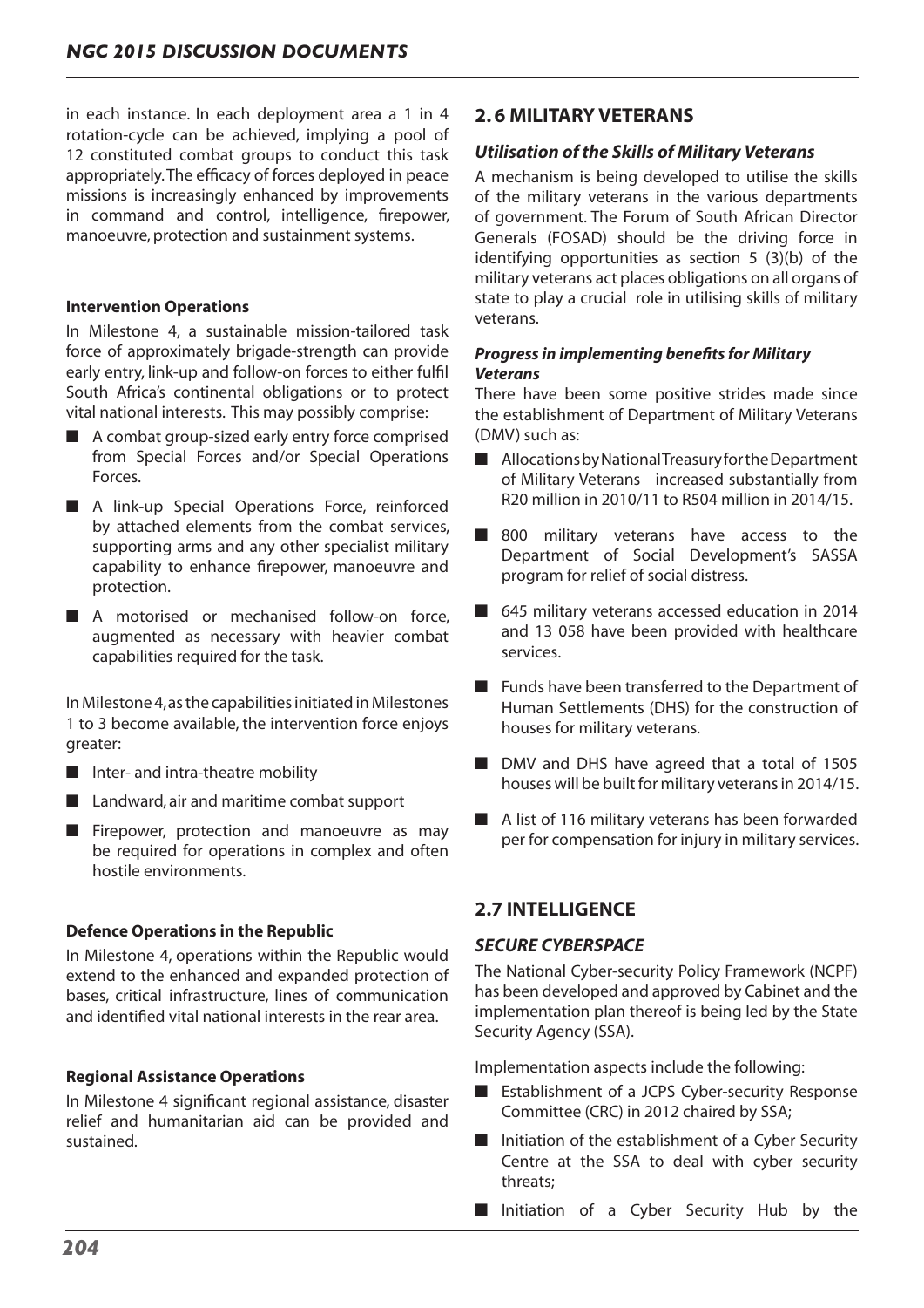in each instance. In each deployment area a 1 in 4 rotation-cycle can be achieved, implying a pool of 12 constituted combat groups to conduct this task appropriately. The efficacy of forces deployed in peace missions is increasingly enhanced by improvements in command and control, intelligence, firepower, manoeuvre, protection and sustainment systems.

**Intervention Operations**

In Milestone 4, a sustainable mission-tailored task force of approximately brigade-strength can provide early entry, link-up and follow-on forces to either fulfil South Africa's continental obligations or to protect vital national interests. This may possibly comprise:

- A combat group-sized early entry force comprised from Special Forces and/or Special Operations Forces.
- A link-up Special Operations Force, reinforced by attached elements from the combat services, supporting arms and any other specialist military capability to enhance firepower, manoeuvre and protection.
- A motorised or mechanised follow-on force, augmented as necessary with heavier combat capabilities required for the task.

In Milestone 4, as the capabilities initiated in Milestones 1 to 3 become available, the intervention force enjoys greater:

- Inter- and intra-theatre mobility
- Landward, air and maritime combat support
- Firepower, protection and manoeuvre as may be required for operations in complex and often hostile environments.

**Defence Operations in the Republic**

In Milestone 4, operations within the Republic would extend to the enhanced and expanded protection of bases, critical infrastructure, lines of communication and identified vital national interests in the rear area.

**Regional Assistance Operations**

In Milestone 4 significant regional assistance, disaster relief and humanitarian aid can be provided and sustained.

## 2.6 MILITARY VETERANS

### *Utilisation of the Skills of Military Veterans*

A mechanism is being developed to utilise the skills of the military veterans in the various departments of government. The Forum of South African Director Generals (FOSAD) should be the driving force in identifying opportunities as section 5 (3)(b) of the military veterans act places obligations on all organs of state to play a crucial role in utilising skills of military veterans.

#### *Progress in implementing benefits for Military Veterans*

There have been some positive strides made since the establishment of Department of Military Veterans (DMV) such as:

- Allocations by National Treasury for the Department of Military Veterans increased substantially from R20 million in 2010/11 to R504 million in 2014/15.
- 800 military veterans have access to the Department of Social Development's SASSA program for relief of social distress.
- 645 military veterans accessed education in 2014 and 13 058 have been provided with healthcare services.
- Funds have been transferred to the Department of Human Settlements (DHS) for the construction of houses for military veterans.
- DMV and DHS have agreed that a total of 1505 houses will be built for military veterans in 2014/15.
- A list of 116 military veterans has been forwarded per for compensation for injury in military services.

## 2.7 INTELLIGENCE

### *SECURE CYBERSPACE*

The National Cyber-security Policy Framework (NCPF) has been developed and approved by Cabinet and the implementation plan thereof is being led by the State Security Agency (SSA).

Implementation aspects include the following:

- Establishment of a JCPS Cyber-security Response Committee (CRC) in 2012 chaired by SSA;
- Initiation of the establishment of a Cyber Security Centre at the SSA to deal with cyber security threats;
- Initiation of a Cyber Security Hub by the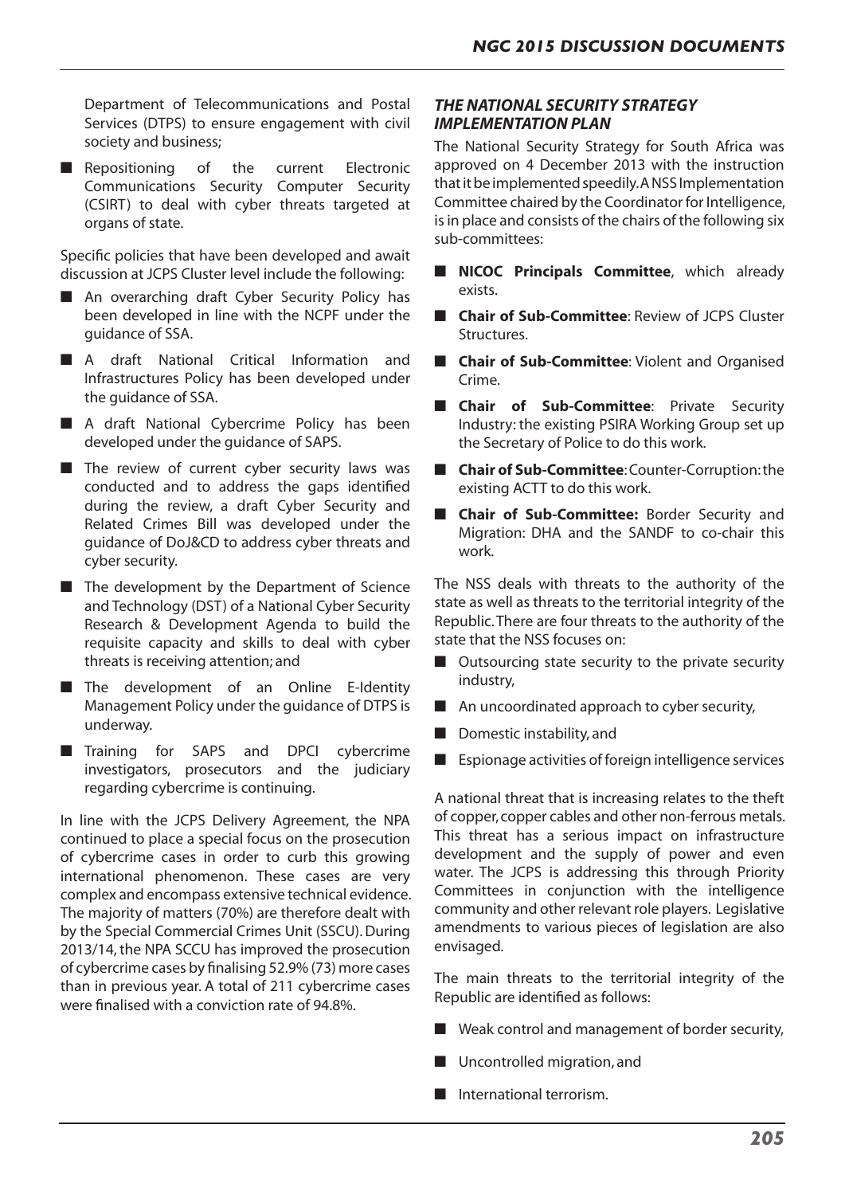Department of Telecommunications and Postal Services (DTPS) to ensure engagement with civil society and business;

- Repositioning of the current Electronic Communications Security Computer Security (CSIRT) to deal with cyber threats targeted at organs of state.

Specific policies that have been developed and await discussion at JCPS Cluster level include the following:

- An overarching draft Cyber Security Policy has been developed in line with the NCPF under the guidance of SSA.
- A draft National Critical Information and Infrastructures Policy has been developed under the guidance of SSA.
- A draft National Cybercrime Policy has been developed under the guidance of SAPS.
- The review of current cyber security laws was conducted and to address the gaps identified during the review, a draft Cyber Security and Related Crimes Bill was developed under the guidance of DoJ&CD to address cyber threats and cyber security.
- The development by the Department of Science and Technology (DST) of a National Cyber Security Research & Development Agenda to build the requisite capacity and skills to deal with cyber threats is receiving attention; and
- The development of an Online E-Identity Management Policy under the guidance of DTPS is underway.
- Training for SAPS and DPCI cybercrime investigators, prosecutors and the judiciary regarding cybercrime is continuing.

In line with the JCPS Delivery Agreement, the NPA continued to place a special focus on the prosecution of cybercrime cases in order to curb this growing international phenomenon. These cases are very complex and encompass extensive technical evidence. The majority of matters (70%) are therefore dealt with by the Special Commercial Crimes Unit (SSCU). During 2013/14, the NPA SCCU has improved the prosecution of cybercrime cases by finalising 52.9% (73) more cases than in previous year. A total of 211 cybercrime cases were finalised with a conviction rate of 94.8%.

### *THE NATIONAL SECURITY STRATEGY IMPLEMENTATION PLAN*

The National Security Strategy for South Africa was approved on 4 December 2013 with the instruction that it be implemented speedily. A NSS Implementation Committee chaired by the Coordinator for Intelligence, is in place and consists of the chairs of the following six sub-committees:

- **NICOC Principals Committee**, which already exists.
- **Chair of Sub-Committee**: Review of JCPS Cluster Structures.
- **Chair of Sub-Committee**: Violent and Organised Crime.
- **Chair of Sub-Committee**: Private Security Industry: the existing PSIRA Working Group set up the Secretary of Police to do this work.
- **Chair of Sub-Committee**: Counter-Corruption: the existing ACTT to do this work.
- **Chair of Sub-Committee:** Border Security and Migration: DHA and the SANDF to co-chair this work.

The NSS deals with threats to the authority of the state as well as threats to the territorial integrity of the Republic. There are four threats to the authority of the state that the NSS focuses on:

- Outsourcing state security to the private security industry,
- An uncoordinated approach to cyber security,
- Domestic instability, and
- Espionage activities of foreign intelligence services

A national threat that is increasing relates to the theft of copper, copper cables and other non-ferrous metals. This threat has a serious impact on infrastructure development and the supply of power and even water. The JCPS is addressing this through Priority Committees in conjunction with the intelligence community and other relevant role players. Legislative amendments to various pieces of legislation are also envisaged.

The main threats to the territorial integrity of the Republic are identified as follows:

- Weak control and management of border security,
- Uncontrolled migration, and
- International terrorism.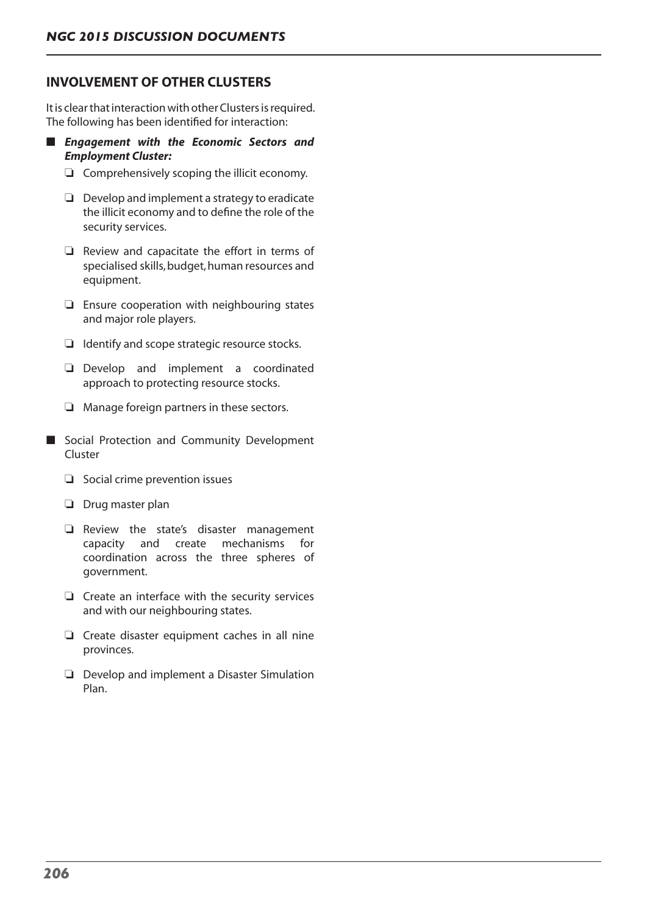## INVOLVEMENT OF OTHER CLUSTERS

It is clear that interaction with other Clusters is required. The following has been identified for interaction:

- ***Engagement with the Economic Sectors and Employment Cluster:***
  - Comprehensively scoping the illicit economy.
  - Develop and implement a strategy to eradicate the illicit economy and to define the role of the security services.
  - Review and capacitate the effort in terms of specialised skills, budget, human resources and equipment.
  - Ensure cooperation with neighbouring states and major role players.
  - Identify and scope strategic resource stocks.
  - Develop and implement a coordinated approach to protecting resource stocks.
  - Manage foreign partners in these sectors.
- Social Protection and Community Development Cluster
  - Social crime prevention issues
  - Drug master plan
  - Review the state's disaster management capacity and create mechanisms for coordination across the three spheres of government.
  - Create an interface with the security services and with our neighbouring states.
  - Create disaster equipment caches in all nine provinces.
  - Develop and implement a Disaster Simulation Plan.